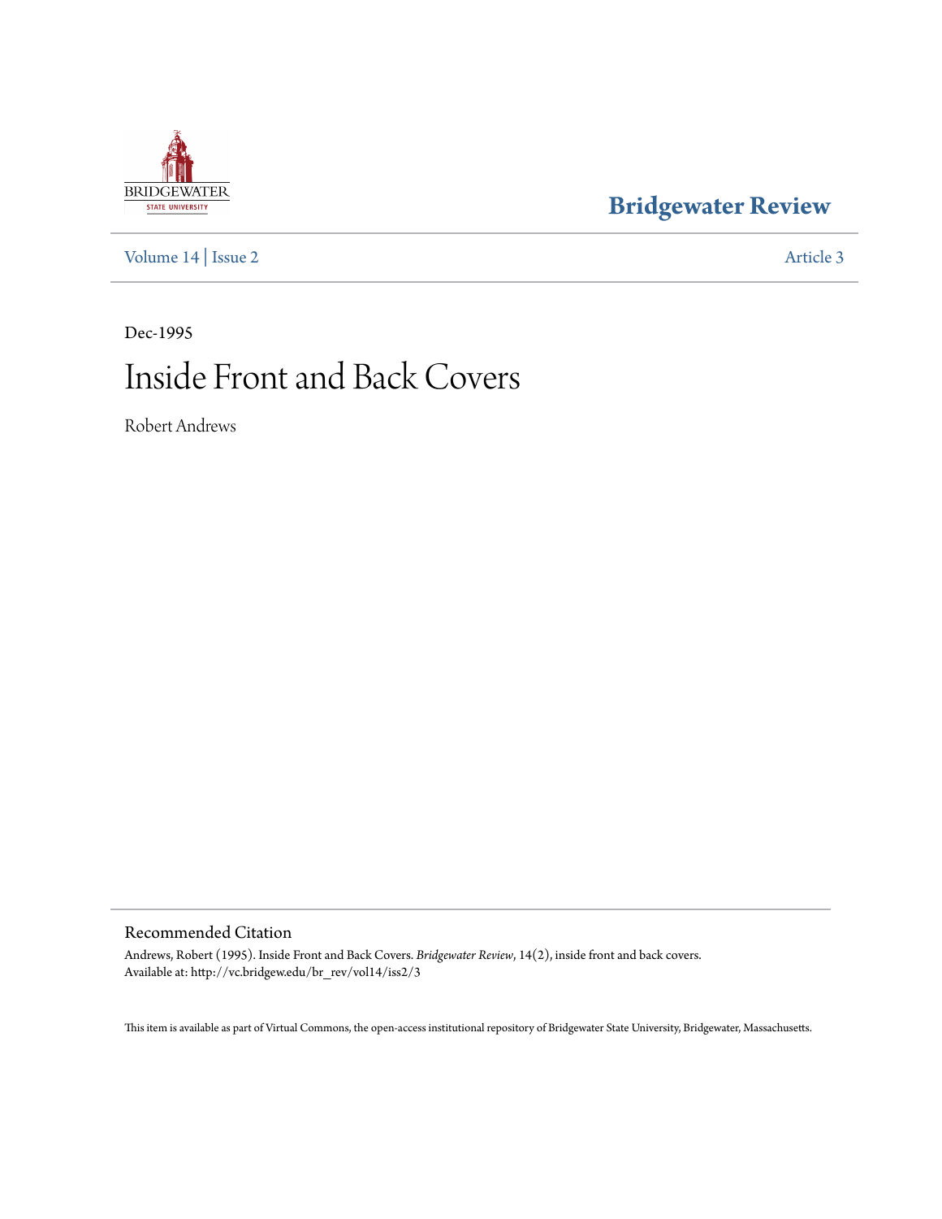Bridgewater Review

Volume 14 | Issue 2 Article 3

Dec-1995

# Inside Front and Back Covers

Robert Andrews

## Recommended Citation

Andrews, Robert (1995). Inside Front and Back Covers. *Bridgewater Review*, 14(2), inside front and back covers.
Available at: http://vc.bridgew.edu/br_rev/vol14/iss2/3

This item is available as part of Virtual Commons, the open-access institutional repository of Bridgewater State University, Bridgewater, Massachusetts.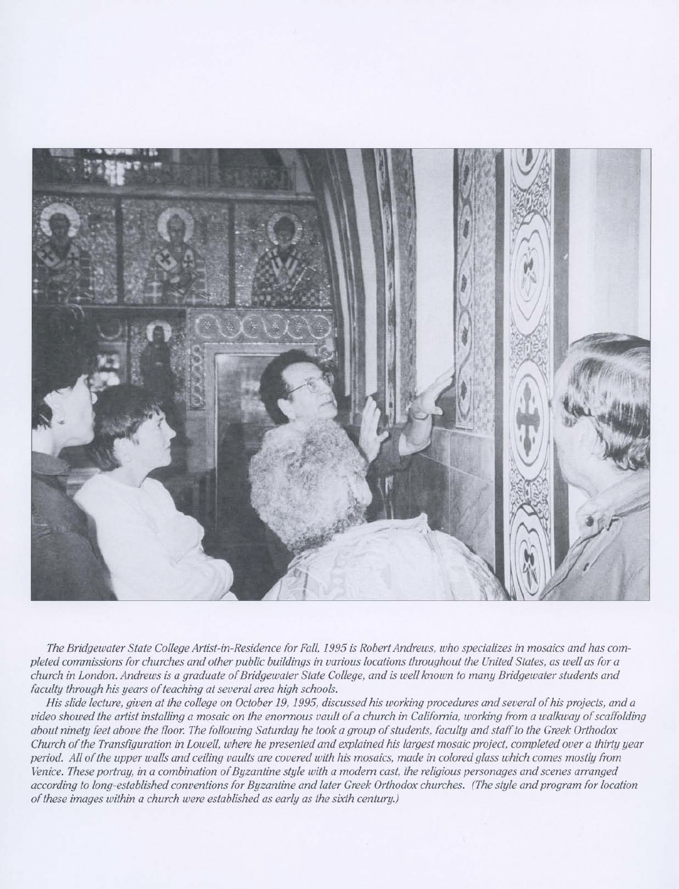*The Bridgewater State College Artist-in-Residence for Fall, 1995 is Robert Andrews, who specializes in mosaics and has completed commissions for churches and other public buildings in various locations throughout the United States, as well as for a church in London. Andrews is a graduate of Bridgewater State College, and is well known to many Bridgewater students and faculty through his years of teaching at several area high schools.*

*His slide lecture, given at the college on October 19, 1995, discussed his working procedures and several of his projects, and a video showed the artist installing a mosaic on the enormous vault of a church in California, working from a walkway of scaffolding about ninety feet above the floor. The following Saturday he took a group of students, faculty and staff to the Greek Orthodox Church of the Transfiguration in Lowell, where he presented and explained his largest mosaic project, completed over a thirty year period. All of the upper walls and ceiling vaults are covered with his mosaics, made in colored glass which comes mostly from Venice. These portray, in a combination of Byzantine style with a modern cast, the religious personages and scenes arranged according to long-established conventions for Byzantine and later Greek Orthodox churches. (The style and program for location of these images within a church were established as early as the sixth century.)*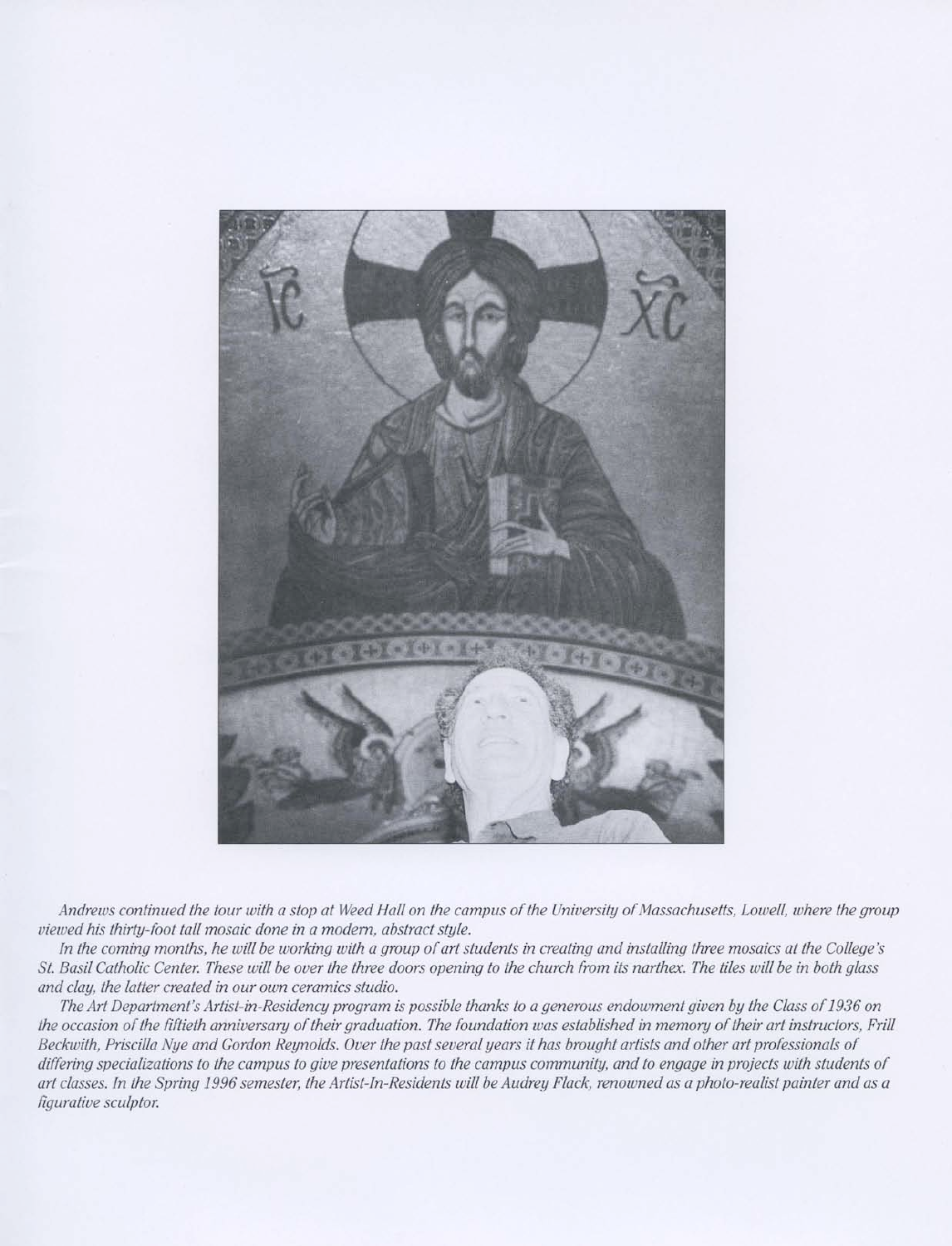*Andrews continued the tour with a stop at Weed Hall on the campus of the University of Massachusetts, Lowell, where the group viewed his thirty-foot tall mosaic done in a modern, abstract style.*

*In the coming months, he will be working with a group of art students in creating and installing three mosaics at the College's St. Basil Catholic Center. These will be over the three doors opening to the church from its narthex. The tiles will be in both glass and clay, the latter created in our own ceramics studio.*

*The Art Department's Artist-in-Residency program is possible thanks to a generous endowment given by the Class of 1936 on the occasion of the fiftieth anniversary of their graduation. The foundation was established in memory of their art instructors, Frill Beckwith, Priscilla Nye and Gordon Reynolds. Over the past several years it has brought artists and other art professionals of differing specializations to the campus to give presentations to the campus community, and to engage in projects with students of art classes. In the Spring 1996 semester, the Artist-In-Residents will be Audrey Flack, renowned as a photo-realist painter and as a figurative sculptor.*